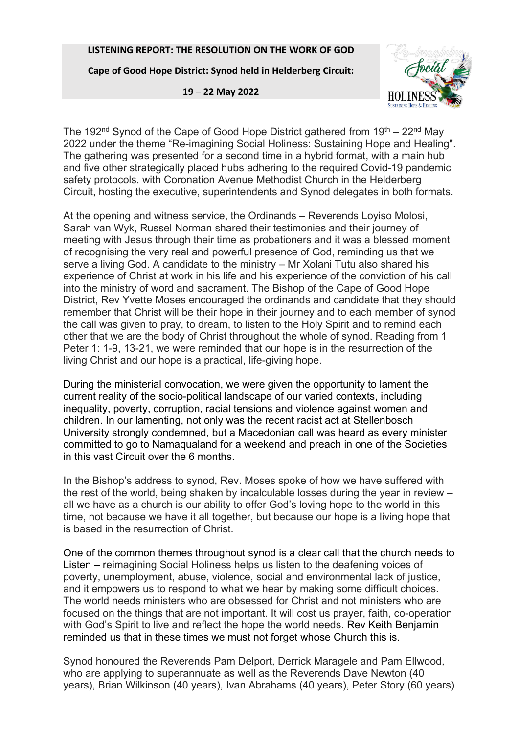**LISTENING REPORT: THE RESOLUTION ON THE WORK OF GOD**

**Cape of Good Hope District: Synod held in Helderberg Circuit:**

**19 – 22 May 2022**

The 192nd Synod of the Cape of Good Hope District gathered from 19th – 22nd May 2022 under the theme "Re-imagining Social Holiness: Sustaining Hope and Healing". The gathering was presented for a second time in a hybrid format, with a main hub and five other strategically placed hubs adhering to the required Covid-19 pandemic safety protocols, with Coronation Avenue Methodist Church in the Helderberg Circuit, hosting the executive, superintendents and Synod delegates in both formats.

At the opening and witness service, the Ordinands – Reverends Loyiso Molosi, Sarah van Wyk, Russel Norman shared their testimonies and their journey of meeting with Jesus through their time as probationers and it was a blessed moment of recognising the very real and powerful presence of God, reminding us that we serve a living God. A candidate to the ministry – Mr Xolani Tutu also shared his experience of Christ at work in his life and his experience of the conviction of his call into the ministry of word and sacrament. The Bishop of the Cape of Good Hope District, Rev Yvette Moses encouraged the ordinands and candidate that they should remember that Christ will be their hope in their journey and to each member of synod the call was given to pray, to dream, to listen to the Holy Spirit and to remind each other that we are the body of Christ throughout the whole of synod. Reading from 1 Peter 1: 1-9, 13-21, we were reminded that our hope is in the resurrection of the living Christ and our hope is a practical, life-giving hope.

During the ministerial convocation, we were given the opportunity to lament the current reality of the socio-political landscape of our varied contexts, including inequality, poverty, corruption, racial tensions and violence against women and children. In our lamenting, not only was the recent racist act at Stellenbosch University strongly condemned, but a Macedonian call was heard as every minister committed to go to Namaqualand for a weekend and preach in one of the Societies in this vast Circuit over the 6 months.

In the Bishop's address to synod, Rev. Moses spoke of how we have suffered with the rest of the world, being shaken by incalculable losses during the year in review – all we have as a church is our ability to offer God's loving hope to the world in this time, not because we have it all together, but because our hope is a living hope that is based in the resurrection of Christ.

One of the common themes throughout synod is a clear call that the church needs to Listen – reimagining Social Holiness helps us listen to the deafening voices of poverty, unemployment, abuse, violence, social and environmental lack of justice, and it empowers us to respond to what we hear by making some difficult choices. The world needs ministers who are obsessed for Christ and not ministers who are focused on the things that are not important. It will cost us prayer, faith, co-operation with God's Spirit to live and reflect the hope the world needs. Rev Keith Benjamin reminded us that in these times we must not forget whose Church this is.

Synod honoured the Reverends Pam Delport, Derrick Maragele and Pam Ellwood, who are applying to superannuate as well as the Reverends Dave Newton (40 years), Brian Wilkinson (40 years), Ivan Abrahams (40 years), Peter Story (60 years)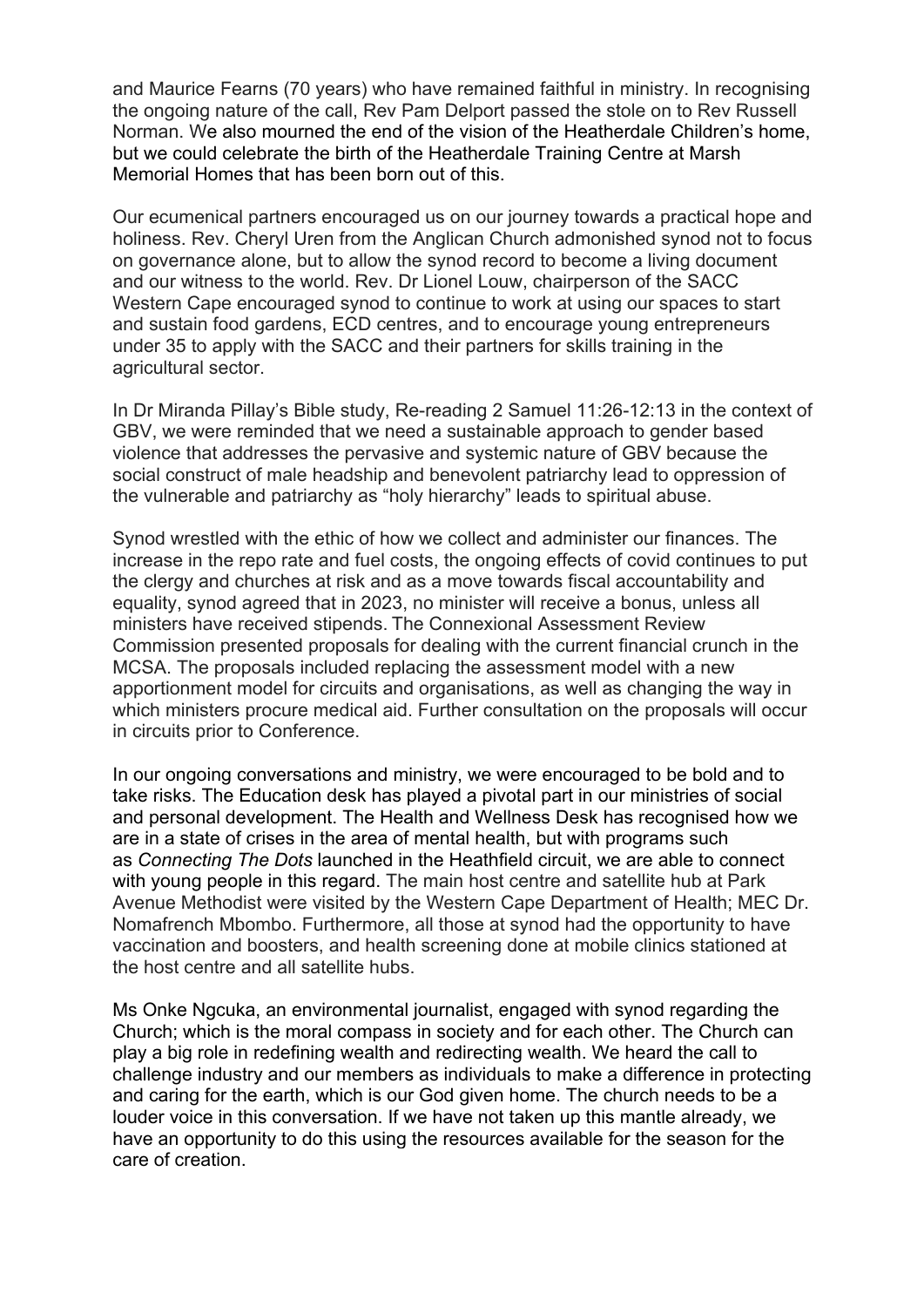and Maurice Fearns (70 years) who have remained faithful in ministry. In recognising the ongoing nature of the call, Rev Pam Delport passed the stole on to Rev Russell Norman. We also mourned the end of the vision of the Heatherdale Children's home, but we could celebrate the birth of the Heatherdale Training Centre at Marsh Memorial Homes that has been born out of this.

Our ecumenical partners encouraged us on our journey towards a practical hope and holiness. Rev. Cheryl Uren from the Anglican Church admonished synod not to focus on governance alone, but to allow the synod record to become a living document and our witness to the world. Rev. Dr Lionel Louw, chairperson of the SACC Western Cape encouraged synod to continue to work at using our spaces to start and sustain food gardens, ECD centres, and to encourage young entrepreneurs under 35 to apply with the SACC and their partners for skills training in the agricultural sector.

In Dr Miranda Pillay's Bible study, Re-reading 2 Samuel 11:26-12:13 in the context of GBV, we were reminded that we need a sustainable approach to gender based violence that addresses the pervasive and systemic nature of GBV because the social construct of male headship and benevolent patriarchy lead to oppression of the vulnerable and patriarchy as "holy hierarchy" leads to spiritual abuse.

Synod wrestled with the ethic of how we collect and administer our finances. The increase in the repo rate and fuel costs, the ongoing effects of covid continues to put the clergy and churches at risk and as a move towards fiscal accountability and equality, synod agreed that in 2023, no minister will receive a bonus, unless all ministers have received stipends. The Connexional Assessment Review Commission presented proposals for dealing with the current financial crunch in the MCSA. The proposals included replacing the assessment model with a new apportionment model for circuits and organisations, as well as changing the way in which ministers procure medical aid. Further consultation on the proposals will occur in circuits prior to Conference.

In our ongoing conversations and ministry, we were encouraged to be bold and to take risks. The Education desk has played a pivotal part in our ministries of social and personal development. The Health and Wellness Desk has recognised how we are in a state of crises in the area of mental health, but with programs such as *Connecting The Dots* launched in the Heathfield circuit, we are able to connect with young people in this regard. The main host centre and satellite hub at Park Avenue Methodist were visited by the Western Cape Department of Health; MEC Dr. Nomafrench Mbombo. Furthermore, all those at synod had the opportunity to have vaccination and boosters, and health screening done at mobile clinics stationed at the host centre and all satellite hubs.

Ms Onke Ngcuka, an environmental journalist, engaged with synod regarding the Church; which is the moral compass in society and for each other. The Church can play a big role in redefining wealth and redirecting wealth. We heard the call to challenge industry and our members as individuals to make a difference in protecting and caring for the earth, which is our God given home. The church needs to be a louder voice in this conversation. If we have not taken up this mantle already, we have an opportunity to do this using the resources available for the season for the care of creation.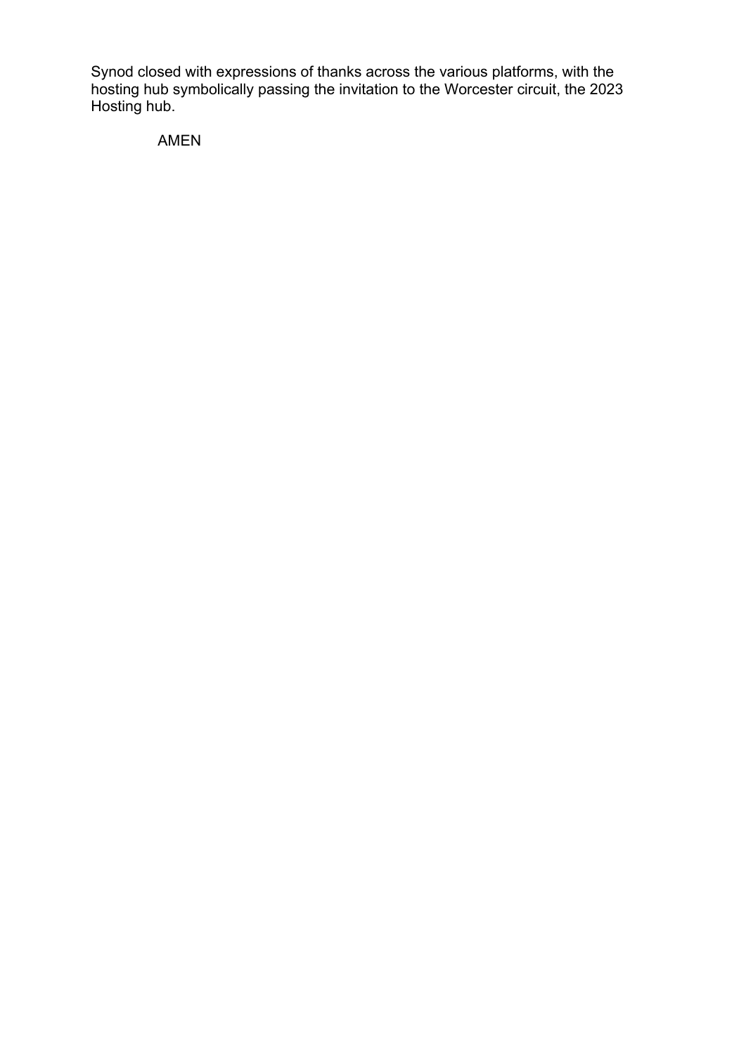Synod closed with expressions of thanks across the various platforms, with the hosting hub symbolically passing the invitation to the Worcester circuit, the 2023 Hosting hub.

AMEN